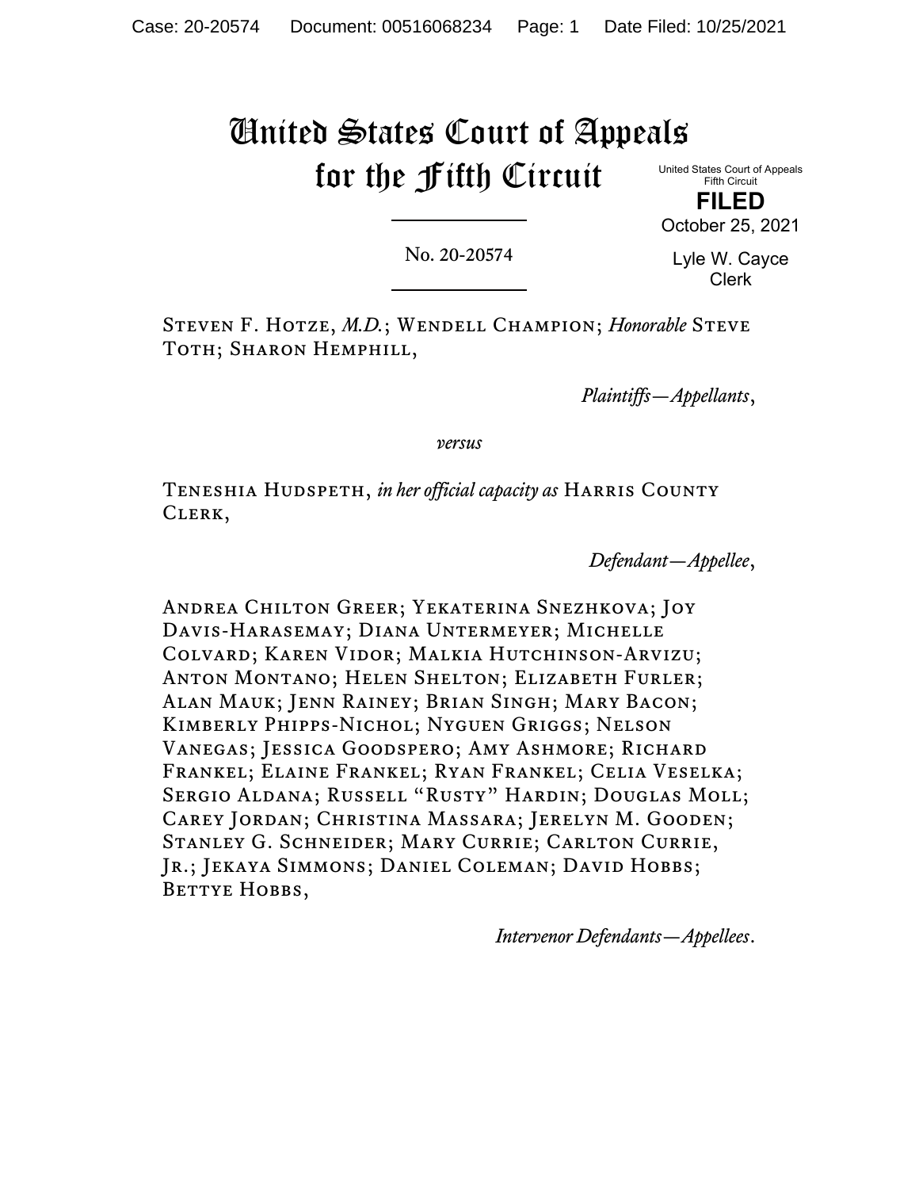# United States Court of Appeals for the Fifth Circuit

United States Court of Appeals
Fifth Circuit

**FILED**

October 25, 2021

Lyle W. Cayce
Clerk

---

No. 20-20574

---

Steven F. Hotze, *M.D.*; Wendell Champion; *Honorable* Steve Toth; Sharon Hemphill,

*Plaintiffs—Appellants*,

*versus*

Teneshia Hudspeth, *in her official capacity as* Harris County Clerk,

*Defendant—Appellee*,

Andrea Chilton Greer; Yekaterina Snezhkova; Joy Davis-Harasemay; Diana Untermeyer; Michelle Colvard; Karen Vidor; Malkia Hutchinson-Arvizu; Anton Montano; Helen Shelton; Elizabeth Furler; Alan Mauk; Jenn Rainey; Brian Singh; Mary Bacon; Kimberly Phipps-Nichol; Nyguen Griggs; Nelson Vanegas; Jessica Goodspero; Amy Ashmore; Richard Frankel; Elaine Frankel; Ryan Frankel; Celia Veselka; Sergio Aldana; Russell "Rusty" Hardin; Douglas Moll; Carey Jordan; Christina Massara; Jerelyn M. Gooden; Stanley G. Schneider; Mary Currie; Carlton Currie, Jr.; Jekaya Simmons; Daniel Coleman; David Hobbs; Bettye Hobbs,

*Intervenor Defendants—Appellees*.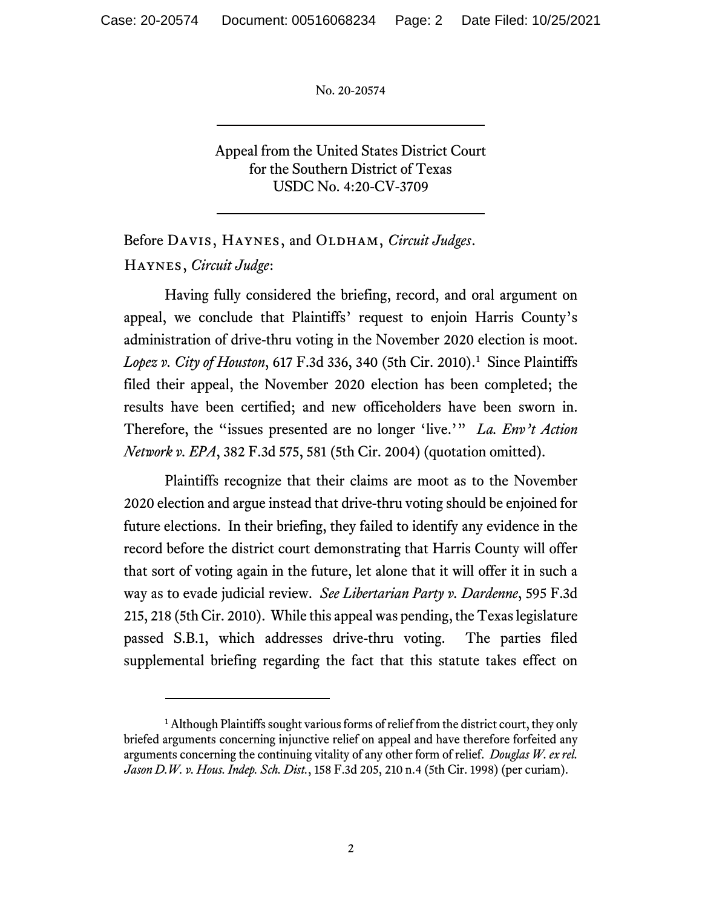No. 20-20574

---

Appeal from the United States District Court for the Southern District of Texas
USDC No. 4:20-CV-3709

---

Before Davis, Haynes, and Oldham, *Circuit Judges*.

Haynes, *Circuit Judge*:

Having fully considered the briefing, record, and oral argument on appeal, we conclude that Plaintiffs' request to enjoin Harris County's administration of drive-thru voting in the November 2020 election is moot. *Lopez v. City of Houston*, 617 F.3d 336, 340 (5th Cir. 2010).[1] Since Plaintiffs filed their appeal, the November 2020 election has been completed; the results have been certified; and new officeholders have been sworn in. Therefore, the "issues presented are no longer 'live.'" *La. Env't Action Network v. EPA*, 382 F.3d 575, 581 (5th Cir. 2004) (quotation omitted).

Plaintiffs recognize that their claims are moot as to the November 2020 election and argue instead that drive-thru voting should be enjoined for future elections. In their briefing, they failed to identify any evidence in the record before the district court demonstrating that Harris County will offer that sort of voting again in the future, let alone that it will offer it in such a way as to evade judicial review. *See Libertarian Party v. Dardenne*, 595 F.3d 215, 218 (5th Cir. 2010). While this appeal was pending, the Texas legislature passed S.B.1, which addresses drive-thru voting. The parties filed supplemental briefing regarding the fact that this statute takes effect on

---

[1] Although Plaintiffs sought various forms of relief from the district court, they only briefed arguments concerning injunctive relief on appeal and have therefore forfeited any arguments concerning the continuing vitality of any other form of relief. *Douglas W. ex rel. Jason D.W. v. Hous. Indep. Sch. Dist.*, 158 F.3d 205, 210 n.4 (5th Cir. 1998) (per curiam).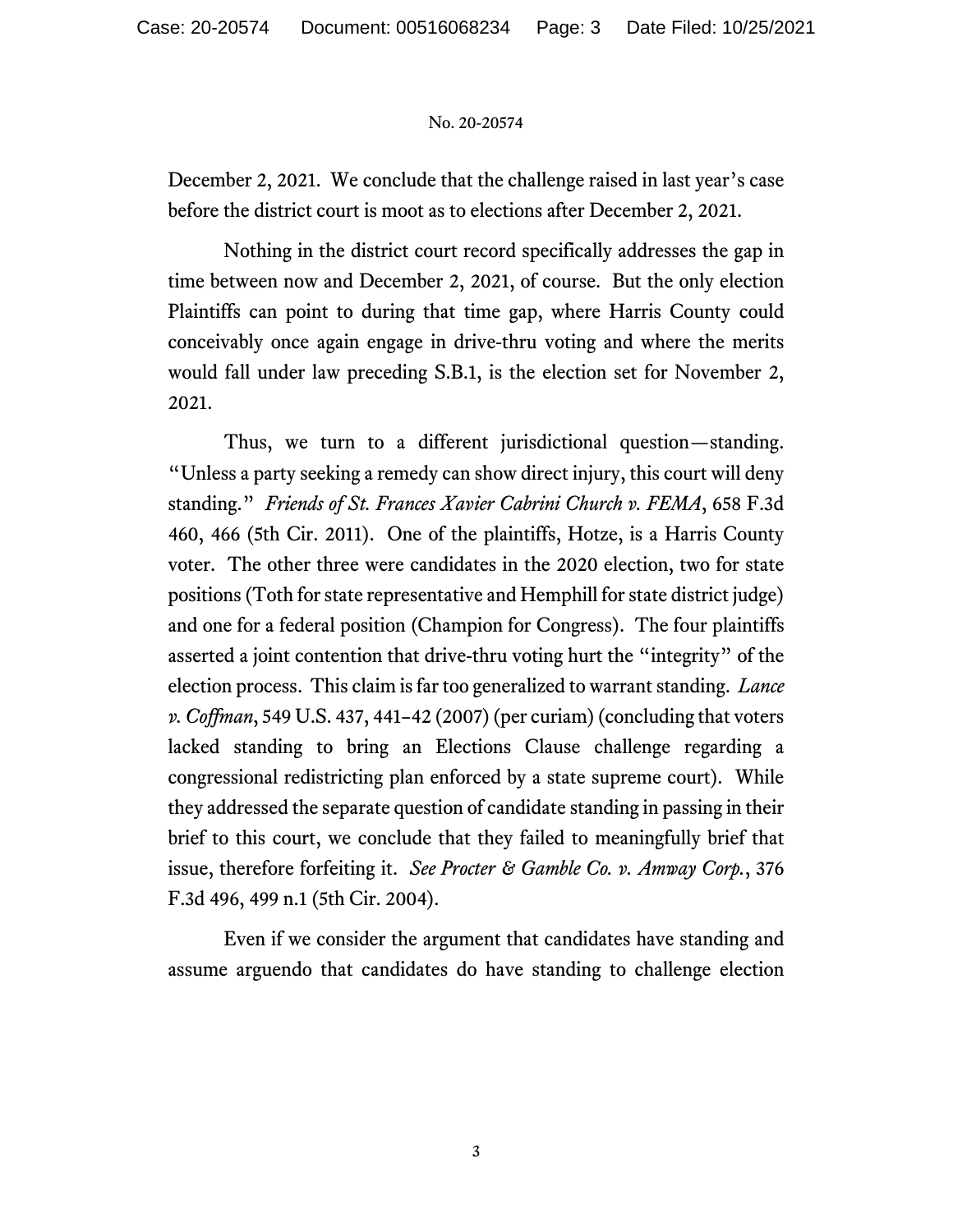December 2, 2021. We conclude that the challenge raised in last year's case before the district court is moot as to elections after December 2, 2021.

Nothing in the district court record specifically addresses the gap in time between now and December 2, 2021, of course. But the only election Plaintiffs can point to during that time gap, where Harris County could conceivably once again engage in drive-thru voting and where the merits would fall under law preceding S.B.1, is the election set for November 2, 2021.

Thus, we turn to a different jurisdictional question—standing. "Unless a party seeking a remedy can show direct injury, this court will deny standing." *Friends of St. Frances Xavier Cabrini Church v. FEMA*, 658 F.3d 460, 466 (5th Cir. 2011). One of the plaintiffs, Hotze, is a Harris County voter. The other three were candidates in the 2020 election, two for state positions (Toth for state representative and Hemphill for state district judge) and one for a federal position (Champion for Congress). The four plaintiffs asserted a joint contention that drive-thru voting hurt the "integrity" of the election process. This claim is far too generalized to warrant standing. *Lance v. Coffman*, 549 U.S. 437, 441–42 (2007) (per curiam) (concluding that voters lacked standing to bring an Elections Clause challenge regarding a congressional redistricting plan enforced by a state supreme court). While they addressed the separate question of candidate standing in passing in their brief to this court, we conclude that they failed to meaningfully brief that issue, therefore forfeiting it. *See Procter & Gamble Co. v. Amway Corp.*, 376 F.3d 496, 499 n.1 (5th Cir. 2004).

Even if we consider the argument that candidates have standing and assume arguendo that candidates do have standing to challenge election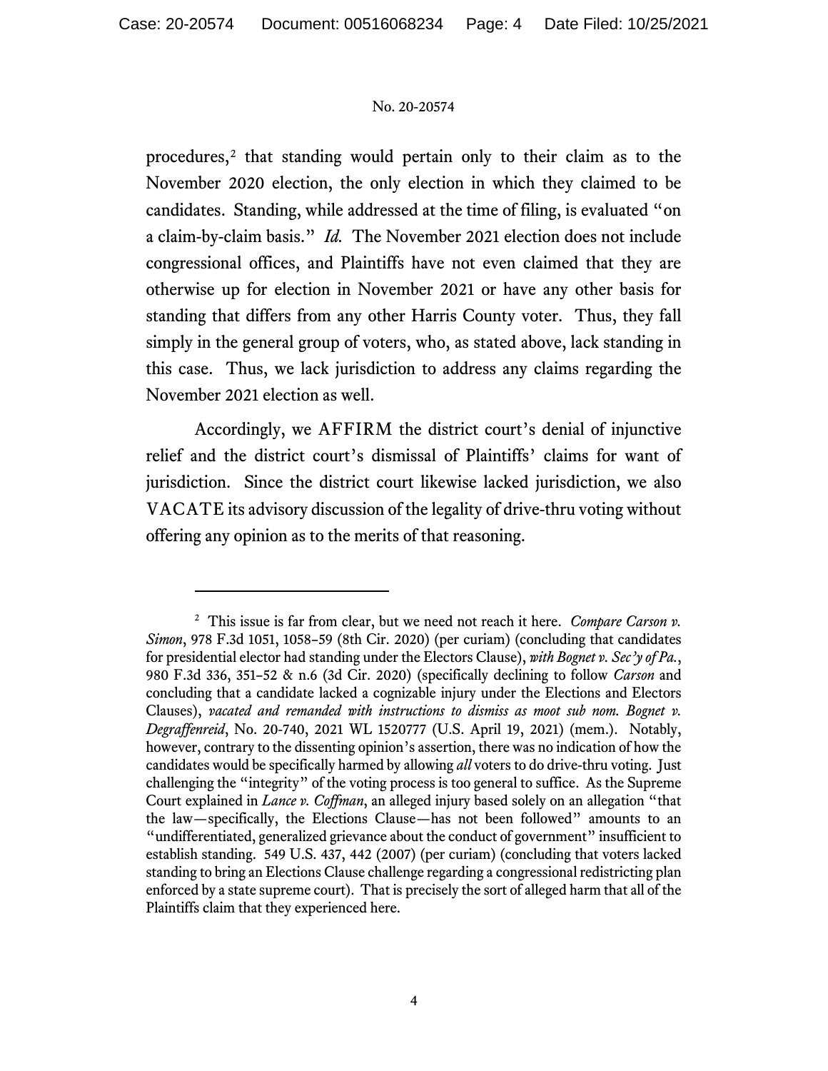procedures,[2] that standing would pertain only to their claim as to the November 2020 election, the only election in which they claimed to be candidates. Standing, while addressed at the time of filing, is evaluated "on a claim-by-claim basis." *Id.* The November 2021 election does not include congressional offices, and Plaintiffs have not even claimed that they are otherwise up for election in November 2021 or have any other basis for standing that differs from any other Harris County voter. Thus, they fall simply in the general group of voters, who, as stated above, lack standing in this case. Thus, we lack jurisdiction to address any claims regarding the November 2021 election as well.

Accordingly, we AFFIRM the district court's denial of injunctive relief and the district court's dismissal of Plaintiffs' claims for want of jurisdiction. Since the district court likewise lacked jurisdiction, we also VACATE its advisory discussion of the legality of drive-thru voting without offering any opinion as to the merits of that reasoning.

---

[2] This issue is far from clear, but we need not reach it here. *Compare Carson v. Simon*, 978 F.3d 1051, 1058–59 (8th Cir. 2020) (per curiam) (concluding that candidates for presidential elector had standing under the Electors Clause), *with Bognet v. Sec'y of Pa.*, 980 F.3d 336, 351–52 & n.6 (3d Cir. 2020) (specifically declining to follow *Carson* and concluding that a candidate lacked a cognizable injury under the Elections and Electors Clauses), *vacated and remanded with instructions to dismiss as moot sub nom. Bognet v. Degraffenreid*, No. 20-740, 2021 WL 1520777 (U.S. April 19, 2021) (mem.). Notably, however, contrary to the dissenting opinion's assertion, there was no indication of how the candidates would be specifically harmed by allowing *all* voters to do drive-thru voting. Just challenging the "integrity" of the voting process is too general to suffice. As the Supreme Court explained in *Lance v. Coffman*, an alleged injury based solely on an allegation "that the law—specifically, the Elections Clause—has not been followed" amounts to an "undifferentiated, generalized grievance about the conduct of government" insufficient to establish standing. 549 U.S. 437, 442 (2007) (per curiam) (concluding that voters lacked standing to bring an Elections Clause challenge regarding a congressional redistricting plan enforced by a state supreme court). That is precisely the sort of alleged harm that all of the Plaintiffs claim that they experienced here.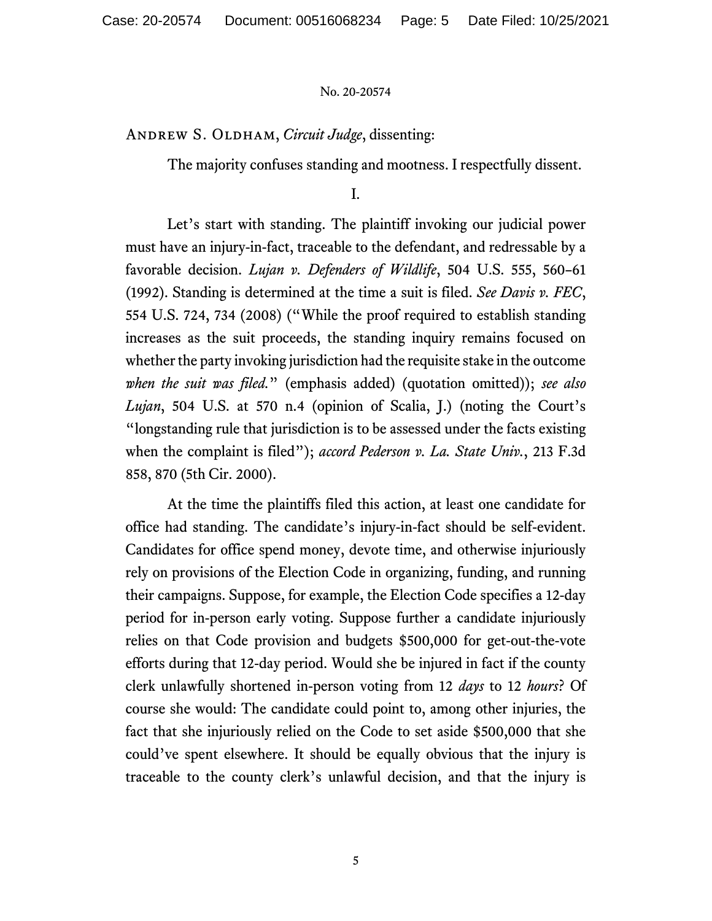ANDREW S. OLDHAM, *Circuit Judge*, dissenting:

The majority confuses standing and mootness. I respectfully dissent.

I.

Let's start with standing. The plaintiff invoking our judicial power must have an injury-in-fact, traceable to the defendant, and redressable by a favorable decision. *Lujan v. Defenders of Wildlife*, 504 U.S. 555, 560–61 (1992). Standing is determined at the time a suit is filed. *See Davis v. FEC*, 554 U.S. 724, 734 (2008) ("While the proof required to establish standing increases as the suit proceeds, the standing inquiry remains focused on whether the party invoking jurisdiction had the requisite stake in the outcome *when the suit was filed.*" (emphasis added) (quotation omitted)); *see also Lujan*, 504 U.S. at 570 n.4 (opinion of Scalia, J.) (noting the Court's "longstanding rule that jurisdiction is to be assessed under the facts existing when the complaint is filed"); *accord Pederson v. La. State Univ.*, 213 F.3d 858, 870 (5th Cir. 2000).

At the time the plaintiffs filed this action, at least one candidate for office had standing. The candidate's injury-in-fact should be self-evident. Candidates for office spend money, devote time, and otherwise injuriously rely on provisions of the Election Code in organizing, funding, and running their campaigns. Suppose, for example, the Election Code specifies a 12-day period for in-person early voting. Suppose further a candidate injuriously relies on that Code provision and budgets $500,000 for get-out-the-vote efforts during that 12-day period. Would she be injured in fact if the county clerk unlawfully shortened in-person voting from 12 *days* to 12 *hours*? Of course she would: The candidate could point to, among other injuries, the fact that she injuriously relied on the Code to set aside $500,000 that she could've spent elsewhere. It should be equally obvious that the injury is traceable to the county clerk's unlawful decision, and that the injury is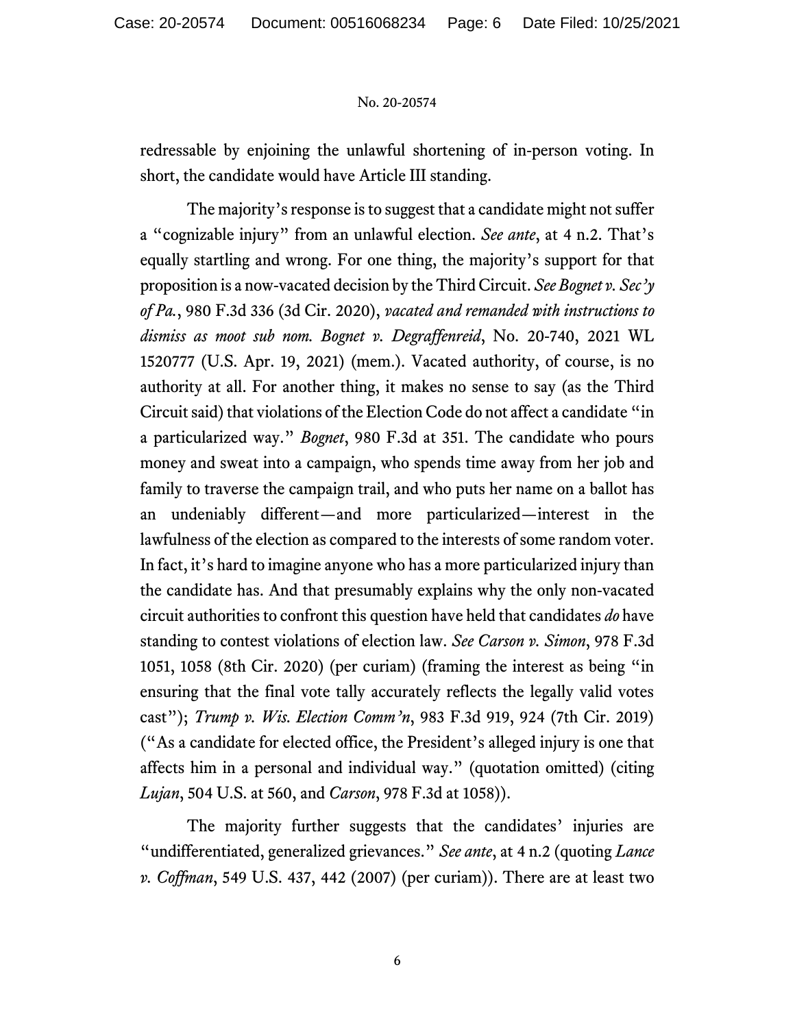redressable by enjoining the unlawful shortening of in-person voting. In short, the candidate would have Article III standing.

The majority's response is to suggest that a candidate might not suffer a "cognizable injury" from an unlawful election. *See ante*, at 4 n.2. That's equally startling and wrong. For one thing, the majority's support for that proposition is a now-vacated decision by the Third Circuit. *See Bognet v. Sec'y of Pa.*, 980 F.3d 336 (3d Cir. 2020), *vacated and remanded with instructions to dismiss as moot sub nom. Bognet v. Degraffenreid*, No. 20-740, 2021 WL 1520777 (U.S. Apr. 19, 2021) (mem.). Vacated authority, of course, is no authority at all. For another thing, it makes no sense to say (as the Third Circuit said) that violations of the Election Code do not affect a candidate "in a particularized way." *Bognet*, 980 F.3d at 351. The candidate who pours money and sweat into a campaign, who spends time away from her job and family to traverse the campaign trail, and who puts her name on a ballot has an undeniably different—and more particularized—interest in the lawfulness of the election as compared to the interests of some random voter. In fact, it's hard to imagine anyone who has a more particularized injury than the candidate has. And that presumably explains why the only non-vacated circuit authorities to confront this question have held that candidates *do* have standing to contest violations of election law. *See Carson v. Simon*, 978 F.3d 1051, 1058 (8th Cir. 2020) (per curiam) (framing the interest as being "in ensuring that the final vote tally accurately reflects the legally valid votes cast"); *Trump v. Wis. Election Comm'n*, 983 F.3d 919, 924 (7th Cir. 2019) ("As a candidate for elected office, the President's alleged injury is one that affects him in a personal and individual way." (quotation omitted) (citing *Lujan*, 504 U.S. at 560, and *Carson*, 978 F.3d at 1058)).

The majority further suggests that the candidates' injuries are "undifferentiated, generalized grievances." *See ante*, at 4 n.2 (quoting *Lance v. Coffman*, 549 U.S. 437, 442 (2007) (per curiam)). There are at least two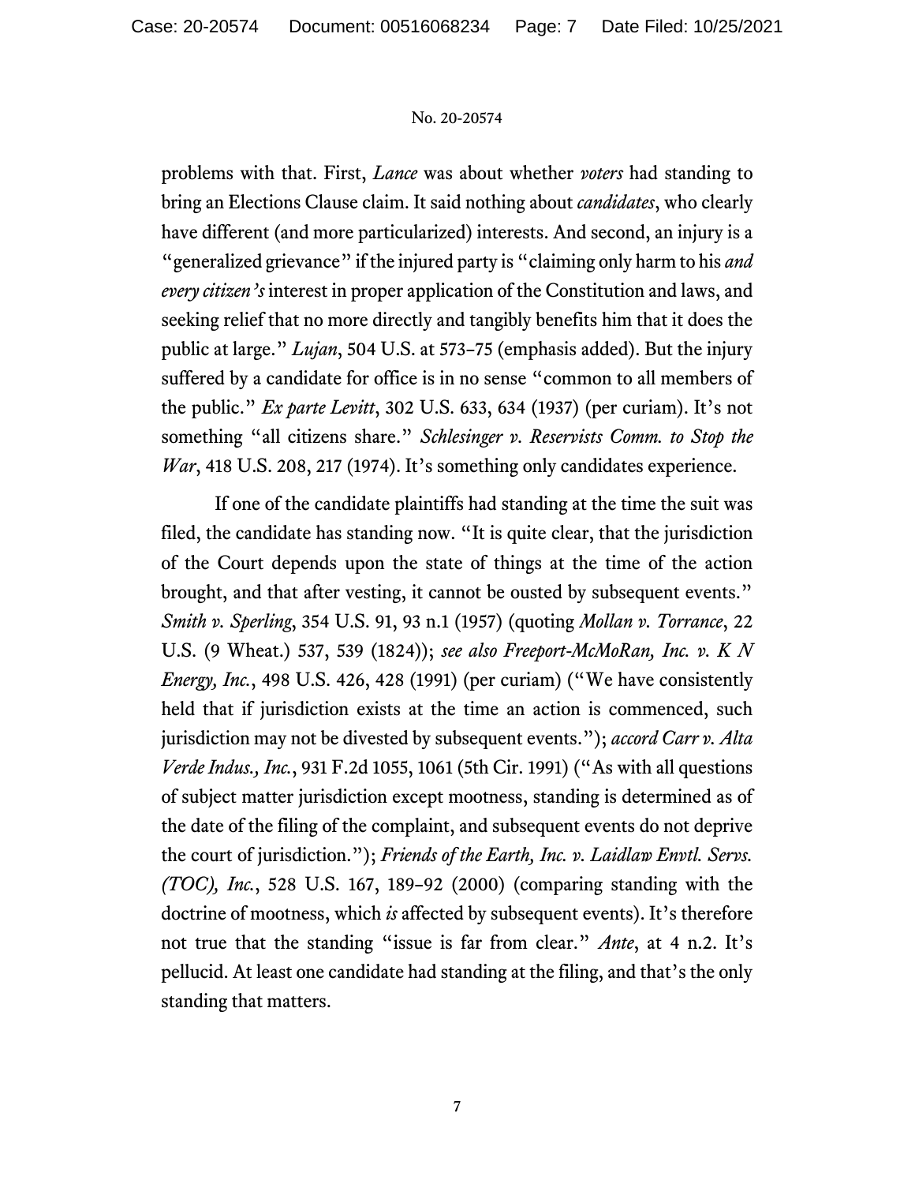problems with that. First, *Lance* was about whether *voters* had standing to bring an Elections Clause claim. It said nothing about *candidates*, who clearly have different (and more particularized) interests. And second, an injury is a "generalized grievance" if the injured party is "claiming only harm to his *and every citizen's* interest in proper application of the Constitution and laws, and seeking relief that no more directly and tangibly benefits him that it does the public at large." *Lujan*, 504 U.S. at 573–75 (emphasis added). But the injury suffered by a candidate for office is in no sense "common to all members of the public." *Ex parte Levitt*, 302 U.S. 633, 634 (1937) (per curiam). It's not something "all citizens share." *Schlesinger v. Reservists Comm. to Stop the War*, 418 U.S. 208, 217 (1974). It's something only candidates experience.

If one of the candidate plaintiffs had standing at the time the suit was filed, the candidate has standing now. "It is quite clear, that the jurisdiction of the Court depends upon the state of things at the time of the action brought, and that after vesting, it cannot be ousted by subsequent events." *Smith v. Sperling*, 354 U.S. 91, 93 n.1 (1957) (quoting *Mollan v. Torrance*, 22 U.S. (9 Wheat.) 537, 539 (1824)); *see also Freeport-McMoRan, Inc. v. K N Energy, Inc.*, 498 U.S. 426, 428 (1991) (per curiam) ("We have consistently held that if jurisdiction exists at the time an action is commenced, such jurisdiction may not be divested by subsequent events."); *accord Carr v. Alta Verde Indus., Inc.*, 931 F.2d 1055, 1061 (5th Cir. 1991) ("As with all questions of subject matter jurisdiction except mootness, standing is determined as of the date of the filing of the complaint, and subsequent events do not deprive the court of jurisdiction."); *Friends of the Earth, Inc. v. Laidlaw Envtl. Servs. (TOC), Inc.*, 528 U.S. 167, 189–92 (2000) (comparing standing with the doctrine of mootness, which *is* affected by subsequent events). It's therefore not true that the standing "issue is far from clear." *Ante*, at 4 n.2. It's pellucid. At least one candidate had standing at the filing, and that's the only standing that matters.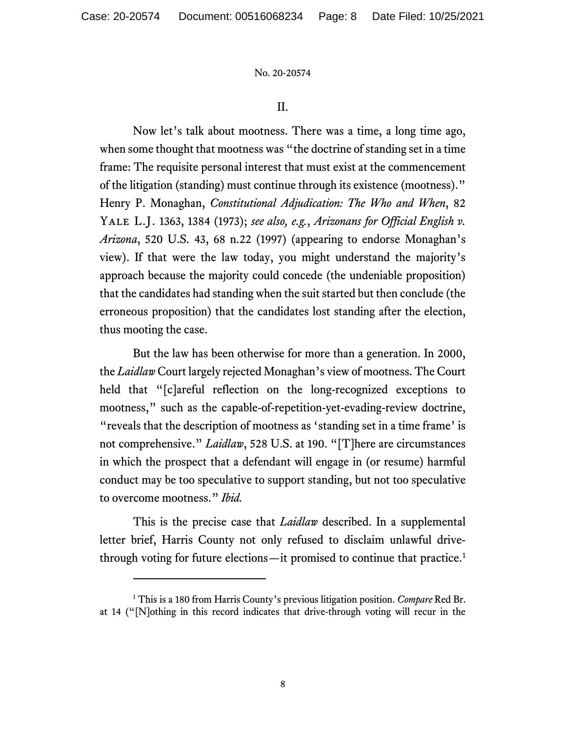II.

Now let's talk about mootness. There was a time, a long time ago, when some thought that mootness was "the doctrine of standing set in a time frame: The requisite personal interest that must exist at the commencement of the litigation (standing) must continue through its existence (mootness)." Henry P. Monaghan, *Constitutional Adjudication: The Who and When*, 82 Yale L.J. 1363, 1384 (1973); *see also, e.g.*, *Arizonans for Official English v. Arizona*, 520 U.S. 43, 68 n.22 (1997) (appearing to endorse Monaghan's view). If that were the law today, you might understand the majority's approach because the majority could concede (the undeniable proposition) that the candidates had standing when the suit started but then conclude (the erroneous proposition) that the candidates lost standing after the election, thus mooting the case.

But the law has been otherwise for more than a generation. In 2000, the *Laidlaw* Court largely rejected Monaghan's view of mootness. The Court held that "[c]areful reflection on the long-recognized exceptions to mootness," such as the capable-of-repetition-yet-evading-review doctrine, "reveals that the description of mootness as 'standing set in a time frame' is not comprehensive." *Laidlaw*, 528 U.S. at 190. "[T]here are circumstances in which the prospect that a defendant will engage in (or resume) harmful conduct may be too speculative to support standing, but not too speculative to overcome mootness." *Ibid.*

This is the precise case that *Laidlaw* described. In a supplemental letter brief, Harris County not only refused to disclaim unlawful drive-through voting for future elections—it promised to continue that practice.[1]

[1] This is a 180 from Harris County's previous litigation position. *Compare* Red Br. at 14 ("[N]othing in this record indicates that drive-through voting will recur in the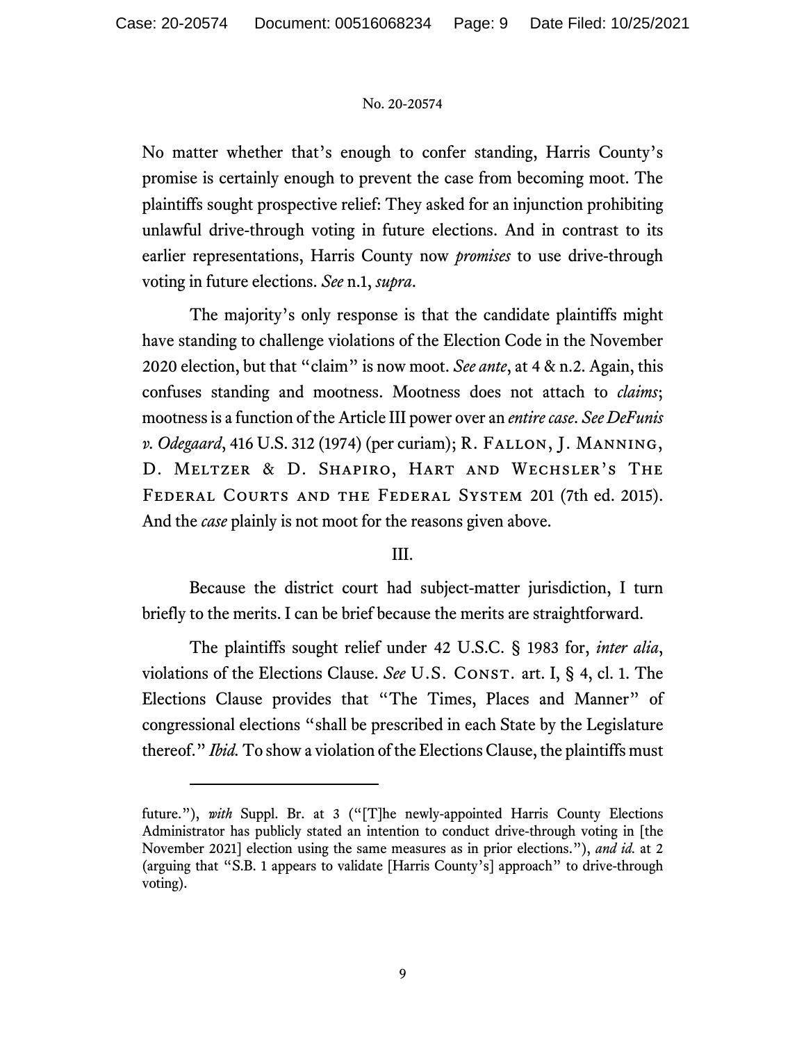No matter whether that's enough to confer standing, Harris County's promise is certainly enough to prevent the case from becoming moot. The plaintiffs sought prospective relief: They asked for an injunction prohibiting unlawful drive-through voting in future elections. And in contrast to its earlier representations, Harris County now *promises* to use drive-through voting in future elections. *See* n.1, *supra*.

The majority's only response is that the candidate plaintiffs might have standing to challenge violations of the Election Code in the November 2020 election, but that "claim" is now moot. *See ante*, at 4 & n.2. Again, this confuses standing and mootness. Mootness does not attach to *claims*; mootness is a function of the Article III power over an *entire case*. *See DeFunis v. Odegaard*, 416 U.S. 312 (1974) (per curiam); R. Fallon, J. Manning, D. Meltzer & D. Shapiro, Hart and Wechsler's The Federal Courts and the Federal System 201 (7th ed. 2015). And the *case* plainly is not moot for the reasons given above.

## III.

Because the district court had subject-matter jurisdiction, I turn briefly to the merits. I can be brief because the merits are straightforward.

The plaintiffs sought relief under 42 U.S.C. § 1983 for, *inter alia*, violations of the Elections Clause. *See* U.S. Const. art. I, § 4, cl. 1. The Elections Clause provides that "The Times, Places and Manner" of congressional elections "shall be prescribed in each State by the Legislature thereof." *Ibid.* To show a violation of the Elections Clause, the plaintiffs must

---

future."), *with* Suppl. Br. at 3 ("[T]he newly-appointed Harris County Elections Administrator has publicly stated an intention to conduct drive-through voting in [the November 2021] election using the same measures as in prior elections."), *and id.* at 2 (arguing that "S.B. 1 appears to validate [Harris County's] approach" to drive-through voting).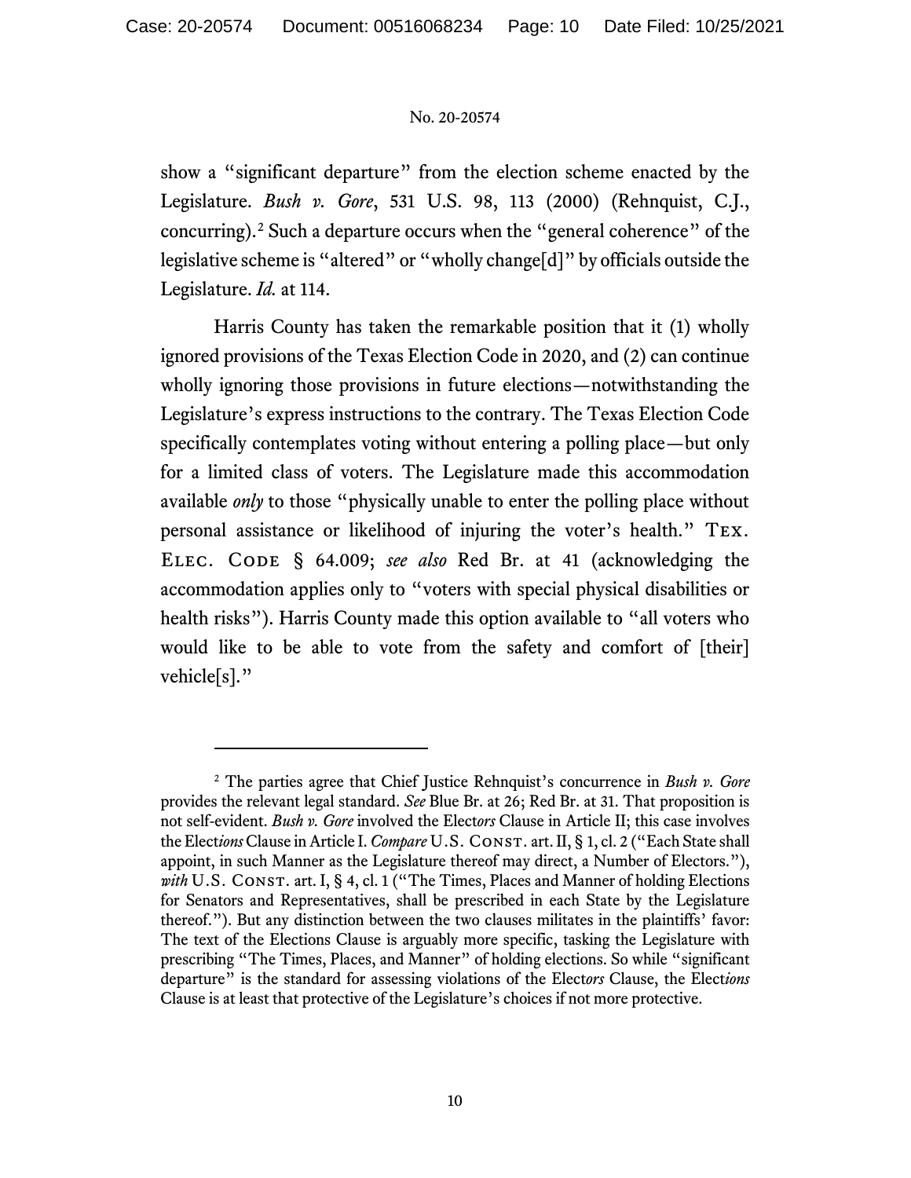show a "significant departure" from the election scheme enacted by the Legislature. *Bush v. Gore*, 531 U.S. 98, 113 (2000) (Rehnquist, C.J., concurring).[2] Such a departure occurs when the "general coherence" of the legislative scheme is "altered" or "wholly change[d]" by officials outside the Legislature. *Id.* at 114.

Harris County has taken the remarkable position that it (1) wholly ignored provisions of the Texas Election Code in 2020, and (2) can continue wholly ignoring those provisions in future elections—notwithstanding the Legislature's express instructions to the contrary. The Texas Election Code specifically contemplates voting without entering a polling place—but only for a limited class of voters. The Legislature made this accommodation available *only* to those "physically unable to enter the polling place without personal assistance or likelihood of injuring the voter's health." TEX. ELEC. CODE § 64.009; *see also* Red Br. at 41 (acknowledging the accommodation applies only to "voters with special physical disabilities or health risks"). Harris County made this option available to "all voters who would like to be able to vote from the safety and comfort of [their] vehicle[s]."

---

[2] The parties agree that Chief Justice Rehnquist's concurrence in *Bush v. Gore* provides the relevant legal standard. *See* Blue Br. at 26; Red Br. at 31. That proposition is not self-evident. *Bush v. Gore* involved the Elect*ors* Clause in Article II; this case involves the Elect*ions* Clause in Article I. *Compare* U.S. CONST. art. II, § 1, cl. 2 ("Each State shall appoint, in such Manner as the Legislature thereof may direct, a Number of Electors."), *with* U.S. CONST. art. I, § 4, cl. 1 ("The Times, Places and Manner of holding Elections for Senators and Representatives, shall be prescribed in each State by the Legislature thereof."). But any distinction between the two clauses militates in the plaintiffs' favor: The text of the Elections Clause is arguably more specific, tasking the Legislature with prescribing "The Times, Places, and Manner" of holding elections. So while "significant departure" is the standard for assessing violations of the Elect*ors* Clause, the Elect*ions* Clause is at least that protective of the Legislature's choices if not more protective.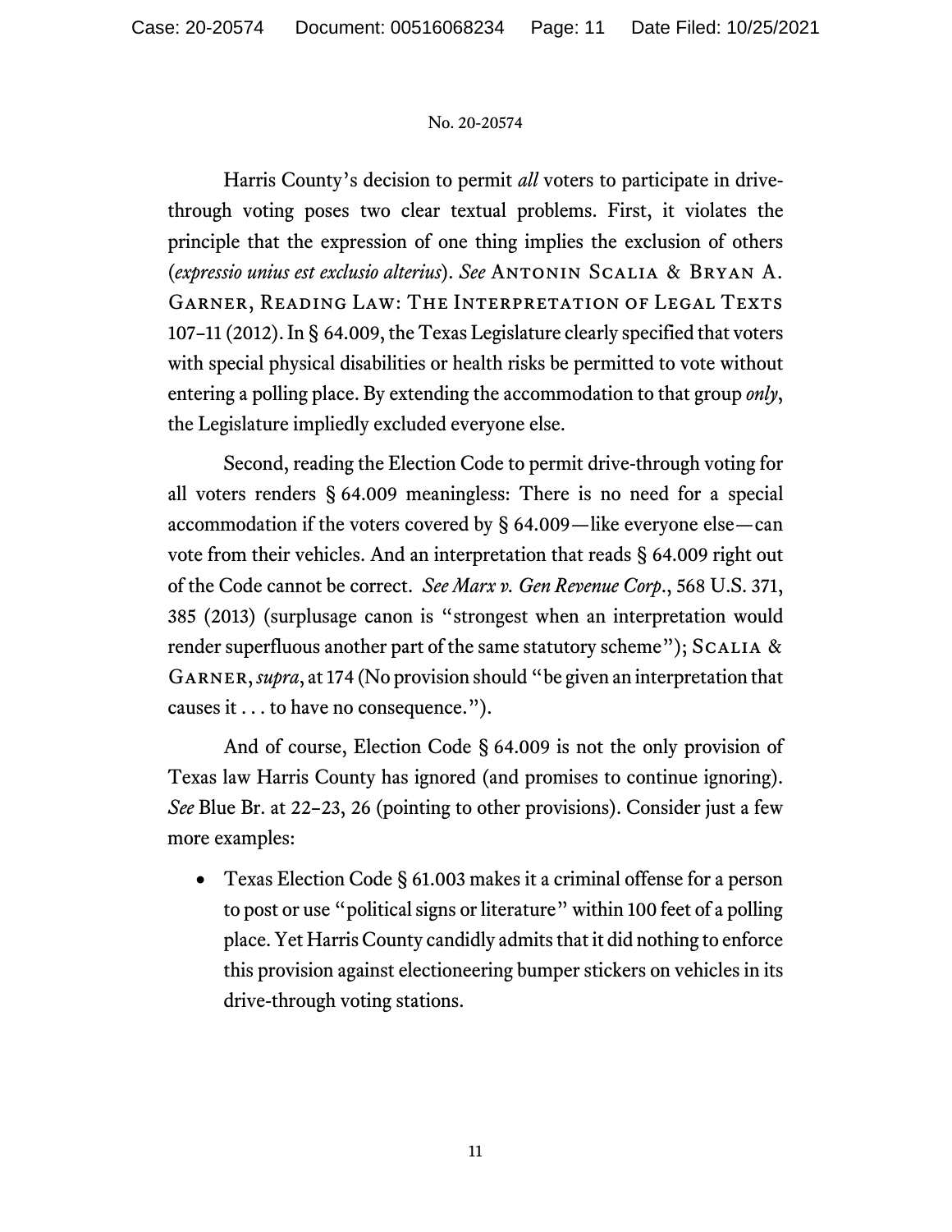Harris County's decision to permit *all* voters to participate in drive-through voting poses two clear textual problems. First, it violates the principle that the expression of one thing implies the exclusion of others (*expressio unius est exclusio alterius*). *See* ANTONIN SCALIA & BRYAN A. GARNER, READING LAW: THE INTERPRETATION OF LEGAL TEXTS 107–11 (2012). In § 64.009, the Texas Legislature clearly specified that voters with special physical disabilities or health risks be permitted to vote without entering a polling place. By extending the accommodation to that group *only*, the Legislature impliedly excluded everyone else.

Second, reading the Election Code to permit drive-through voting for all voters renders § 64.009 meaningless: There is no need for a special accommodation if the voters covered by § 64.009—like everyone else—can vote from their vehicles. And an interpretation that reads § 64.009 right out of the Code cannot be correct. *See Marx v. Gen Revenue Corp.*, 568 U.S. 371, 385 (2013) (surplusage canon is "strongest when an interpretation would render superfluous another part of the same statutory scheme"); SCALIA & GARNER, *supra*, at 174 (No provision should "be given an interpretation that causes it . . . to have no consequence.").

And of course, Election Code § 64.009 is not the only provision of Texas law Harris County has ignored (and promises to continue ignoring). *See* Blue Br. at 22–23, 26 (pointing to other provisions). Consider just a few more examples:

- Texas Election Code § 61.003 makes it a criminal offense for a person to post or use "political signs or literature" within 100 feet of a polling place. Yet Harris County candidly admits that it did nothing to enforce this provision against electioneering bumper stickers on vehicles in its drive-through voting stations.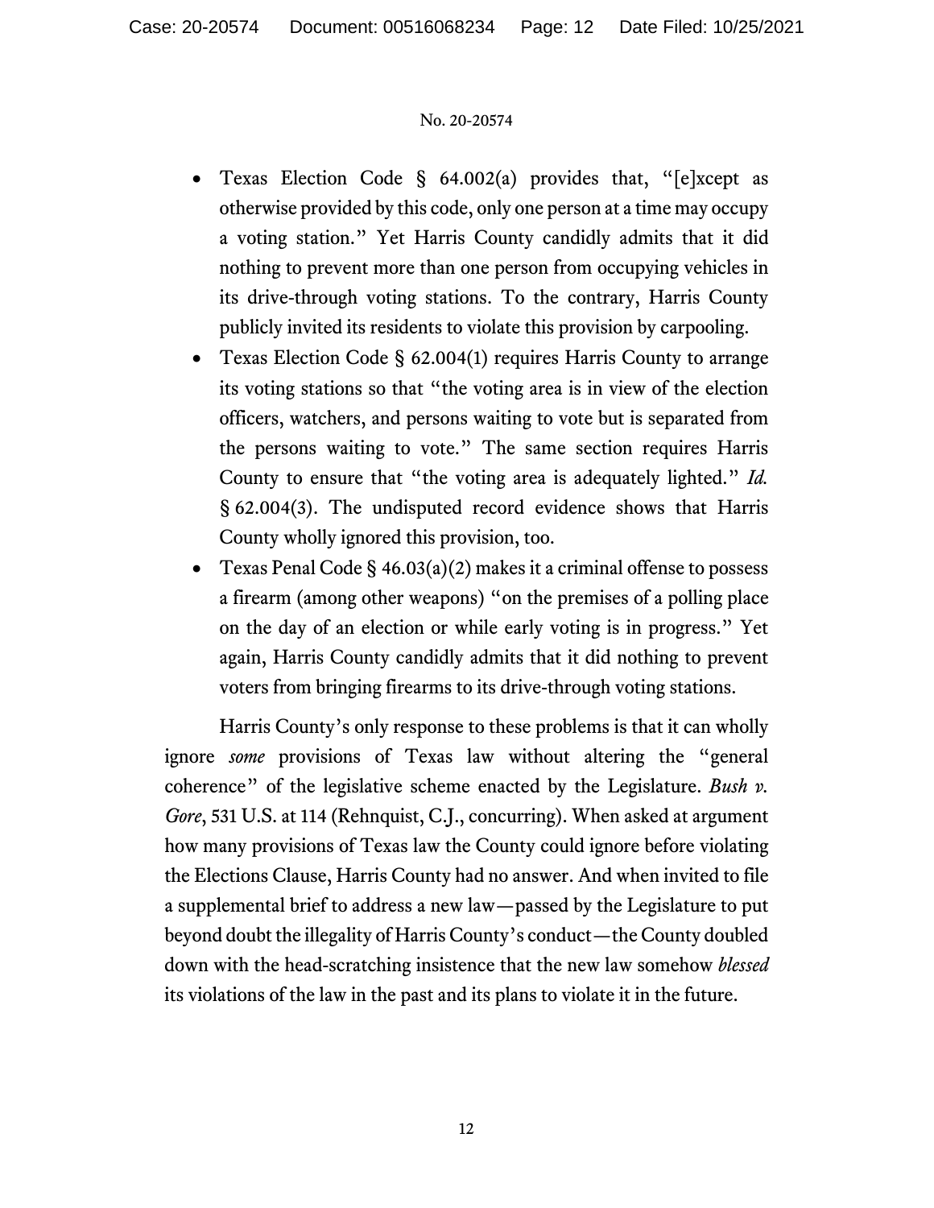- Texas Election Code § 64.002(a) provides that, "[e]xcept as otherwise provided by this code, only one person at a time may occupy a voting station." Yet Harris County candidly admits that it did nothing to prevent more than one person from occupying vehicles in its drive-through voting stations. To the contrary, Harris County publicly invited its residents to violate this provision by carpooling.
- Texas Election Code § 62.004(1) requires Harris County to arrange its voting stations so that "the voting area is in view of the election officers, watchers, and persons waiting to vote but is separated from the persons waiting to vote." The same section requires Harris County to ensure that "the voting area is adequately lighted." *Id.* § 62.004(3). The undisputed record evidence shows that Harris County wholly ignored this provision, too.
- Texas Penal Code § 46.03(a)(2) makes it a criminal offense to possess a firearm (among other weapons) "on the premises of a polling place on the day of an election or while early voting is in progress." Yet again, Harris County candidly admits that it did nothing to prevent voters from bringing firearms to its drive-through voting stations.

Harris County's only response to these problems is that it can wholly ignore *some* provisions of Texas law without altering the "general coherence" of the legislative scheme enacted by the Legislature. *Bush v. Gore*, 531 U.S. at 114 (Rehnquist, C.J., concurring). When asked at argument how many provisions of Texas law the County could ignore before violating the Elections Clause, Harris County had no answer. And when invited to file a supplemental brief to address a new law—passed by the Legislature to put beyond doubt the illegality of Harris County's conduct—the County doubled down with the head-scratching insistence that the new law somehow *blessed* its violations of the law in the past and its plans to violate it in the future.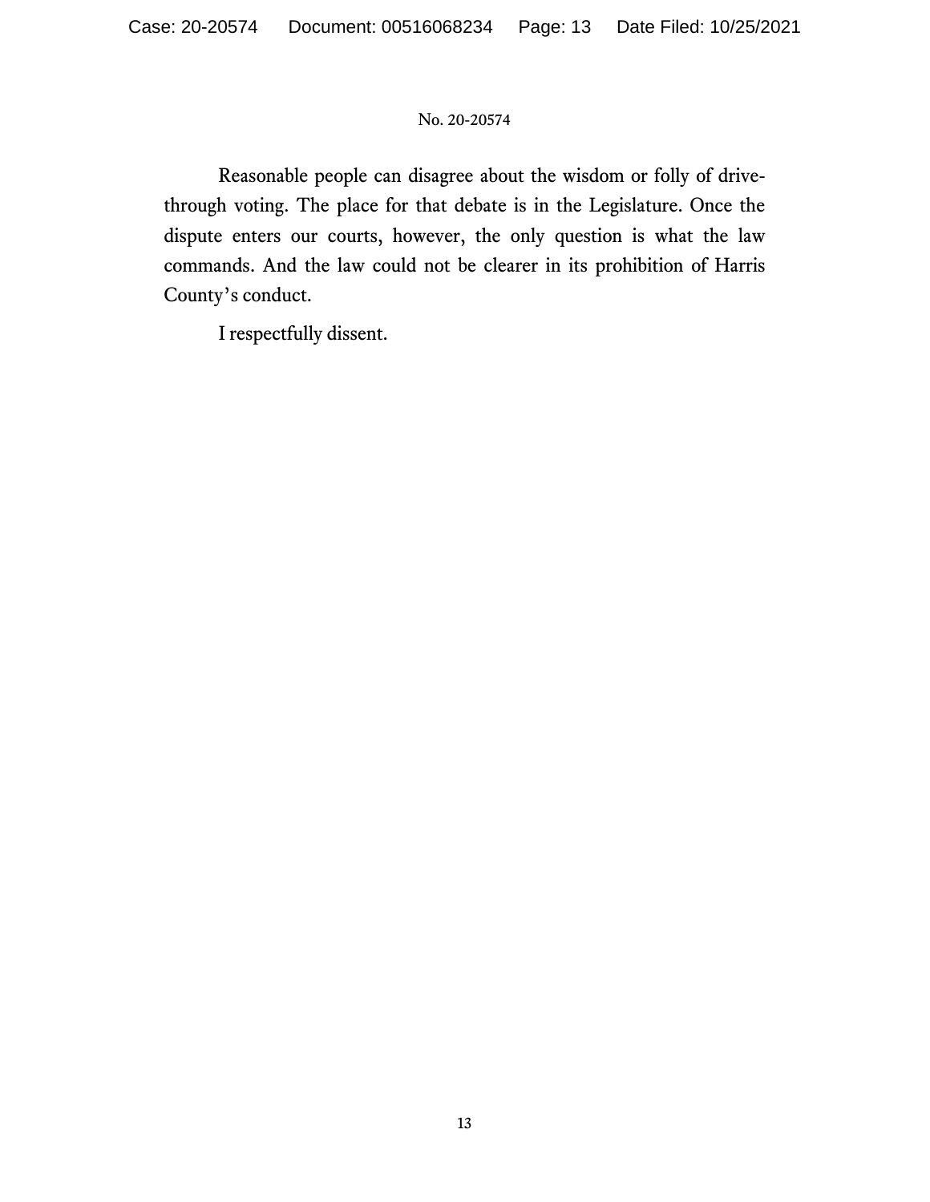Reasonable people can disagree about the wisdom or folly of drive-through voting. The place for that debate is in the Legislature. Once the dispute enters our courts, however, the only question is what the law commands. And the law could not be clearer in its prohibition of Harris County's conduct.

I respectfully dissent.